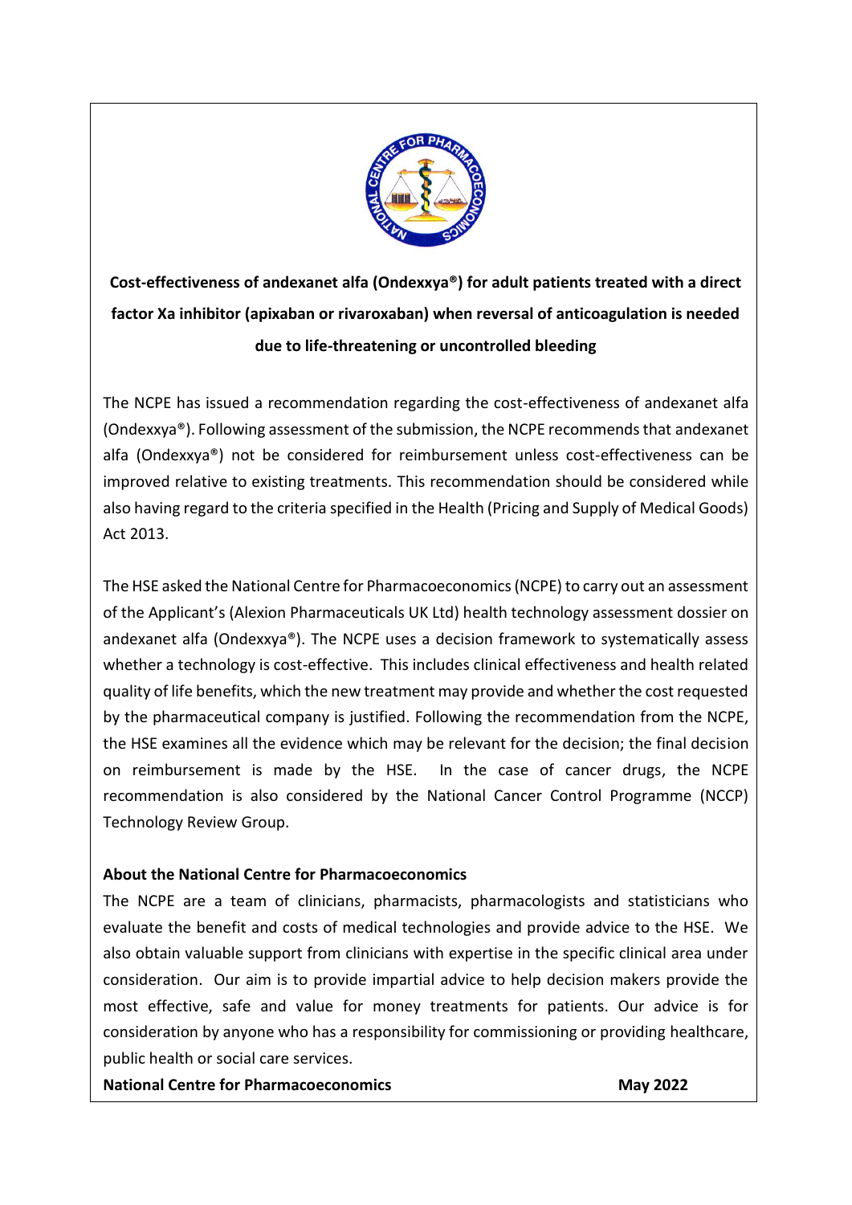**Cost-effectiveness of andexanet alfa (Ondexxya®) for adult patients treated with a direct factor Xa inhibitor (apixaban or rivaroxaban) when reversal of anticoagulation is needed due to life-threatening or uncontrolled bleeding**

The NCPE has issued a recommendation regarding the cost-effectiveness of andexanet alfa (Ondexxya®). Following assessment of the submission, the NCPE recommends that andexanet alfa (Ondexxya®) not be considered for reimbursement unless cost-effectiveness can be improved relative to existing treatments. This recommendation should be considered while also having regard to the criteria specified in the Health (Pricing and Supply of Medical Goods) Act 2013.

The HSE asked the National Centre for Pharmacoeconomics (NCPE) to carry out an assessment of the Applicant's (Alexion Pharmaceuticals UK Ltd) health technology assessment dossier on andexanet alfa (Ondexxya®). The NCPE uses a decision framework to systematically assess whether a technology is cost-effective. This includes clinical effectiveness and health related quality of life benefits, which the new treatment may provide and whether the cost requested by the pharmaceutical company is justified. Following the recommendation from the NCPE, the HSE examines all the evidence which may be relevant for the decision; the final decision on reimbursement is made by the HSE. In the case of cancer drugs, the NCPE recommendation is also considered by the National Cancer Control Programme (NCCP) Technology Review Group.

**About the National Centre for Pharmacoeconomics**

The NCPE are a team of clinicians, pharmacists, pharmacologists and statisticians who evaluate the benefit and costs of medical technologies and provide advice to the HSE. We also obtain valuable support from clinicians with expertise in the specific clinical area under consideration. Our aim is to provide impartial advice to help decision makers provide the most effective, safe and value for money treatments for patients. Our advice is for consideration by anyone who has a responsibility for commissioning or providing healthcare, public health or social care services.

**National Centre for Pharmacoeconomics** **May 2022**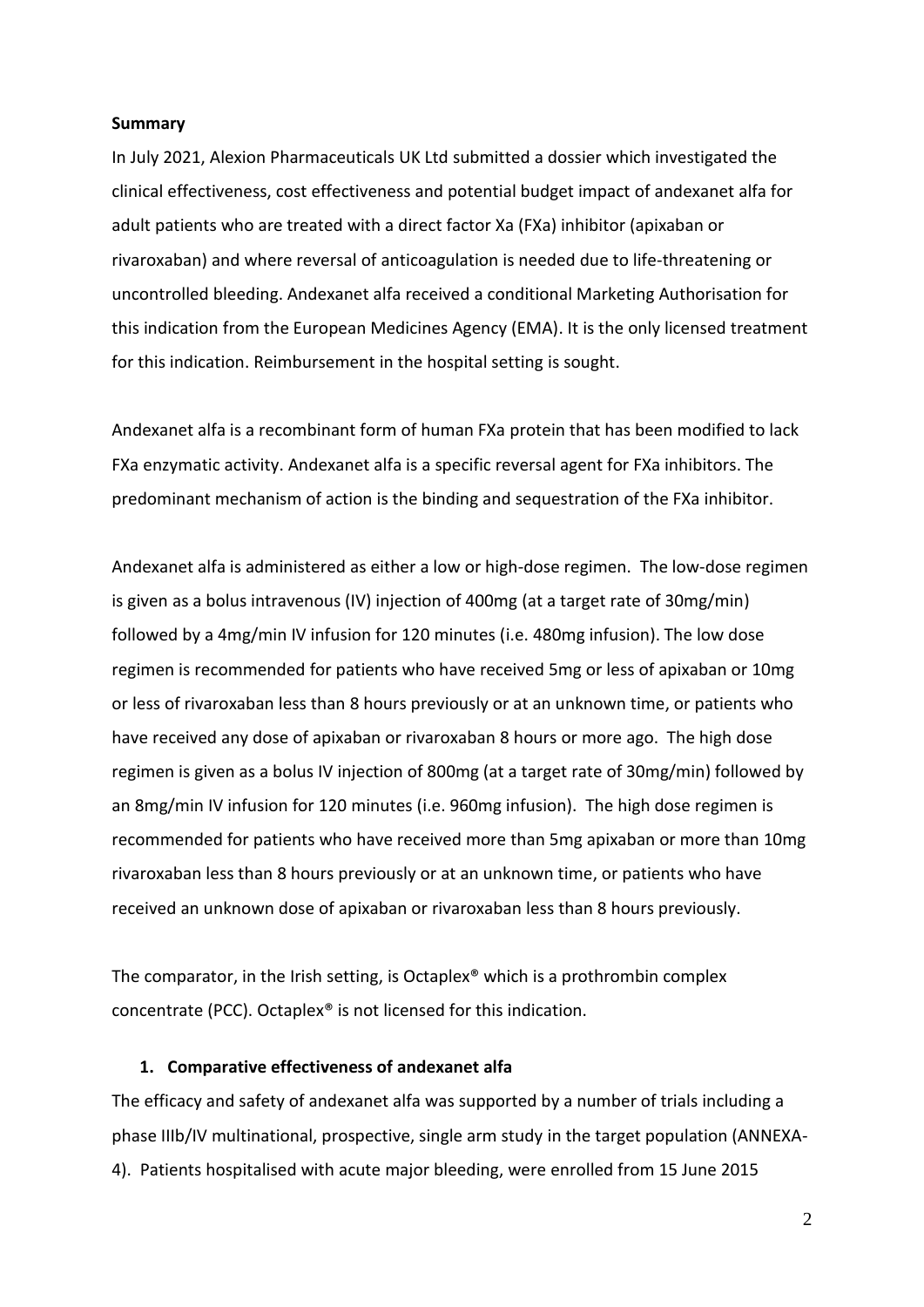**Summary**

In July 2021, Alexion Pharmaceuticals UK Ltd submitted a dossier which investigated the clinical effectiveness, cost effectiveness and potential budget impact of andexanet alfa for adult patients who are treated with a direct factor Xa (FXa) inhibitor (apixaban or rivaroxaban) and where reversal of anticoagulation is needed due to life-threatening or uncontrolled bleeding. Andexanet alfa received a conditional Marketing Authorisation for this indication from the European Medicines Agency (EMA). It is the only licensed treatment for this indication. Reimbursement in the hospital setting is sought.

Andexanet alfa is a recombinant form of human FXa protein that has been modified to lack FXa enzymatic activity. Andexanet alfa is a specific reversal agent for FXa inhibitors. The predominant mechanism of action is the binding and sequestration of the FXa inhibitor.

Andexanet alfa is administered as either a low or high-dose regimen. The low-dose regimen is given as a bolus intravenous (IV) injection of 400mg (at a target rate of 30mg/min) followed by a 4mg/min IV infusion for 120 minutes (i.e. 480mg infusion). The low dose regimen is recommended for patients who have received 5mg or less of apixaban or 10mg or less of rivaroxaban less than 8 hours previously or at an unknown time, or patients who have received any dose of apixaban or rivaroxaban 8 hours or more ago. The high dose regimen is given as a bolus IV injection of 800mg (at a target rate of 30mg/min) followed by an 8mg/min IV infusion for 120 minutes (i.e. 960mg infusion). The high dose regimen is recommended for patients who have received more than 5mg apixaban or more than 10mg rivaroxaban less than 8 hours previously or at an unknown time, or patients who have received an unknown dose of apixaban or rivaroxaban less than 8 hours previously.

The comparator, in the Irish setting, is Octaplex® which is a prothrombin complex concentrate (PCC). Octaplex® is not licensed for this indication.

## 1. Comparative effectiveness of andexanet alfa

The efficacy and safety of andexanet alfa was supported by a number of trials including a phase IIIb/IV multinational, prospective, single arm study in the target population (ANNEXA-4). Patients hospitalised with acute major bleeding, were enrolled from 15 June 2015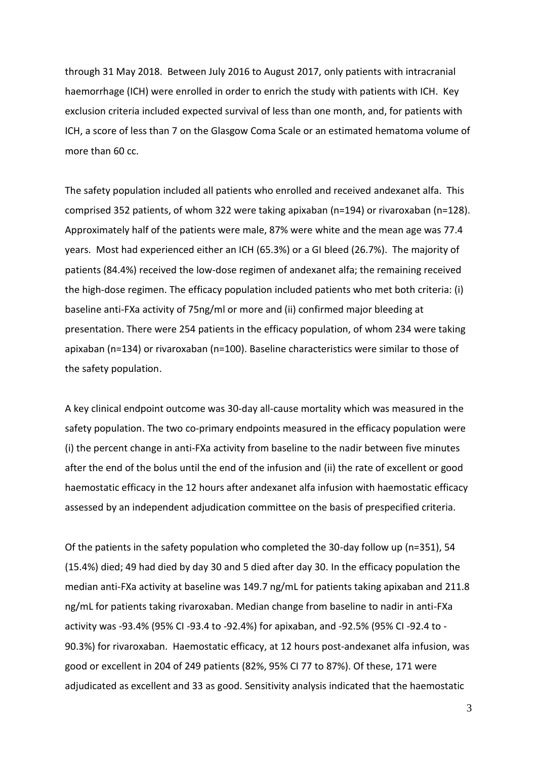through 31 May 2018. Between July 2016 to August 2017, only patients with intracranial haemorrhage (ICH) were enrolled in order to enrich the study with patients with ICH. Key exclusion criteria included expected survival of less than one month, and, for patients with ICH, a score of less than 7 on the Glasgow Coma Scale or an estimated hematoma volume of more than 60 cc.

The safety population included all patients who enrolled and received andexanet alfa. This comprised 352 patients, of whom 322 were taking apixaban (n=194) or rivaroxaban (n=128). Approximately half of the patients were male, 87% were white and the mean age was 77.4 years. Most had experienced either an ICH (65.3%) or a GI bleed (26.7%). The majority of patients (84.4%) received the low-dose regimen of andexanet alfa; the remaining received the high-dose regimen. The efficacy population included patients who met both criteria: (i) baseline anti-FXa activity of 75ng/ml or more and (ii) confirmed major bleeding at presentation. There were 254 patients in the efficacy population, of whom 234 were taking apixaban (n=134) or rivaroxaban (n=100). Baseline characteristics were similar to those of the safety population.

A key clinical endpoint outcome was 30-day all-cause mortality which was measured in the safety population. The two co-primary endpoints measured in the efficacy population were (i) the percent change in anti-FXa activity from baseline to the nadir between five minutes after the end of the bolus until the end of the infusion and (ii) the rate of excellent or good haemostatic efficacy in the 12 hours after andexanet alfa infusion with haemostatic efficacy assessed by an independent adjudication committee on the basis of prespecified criteria.

Of the patients in the safety population who completed the 30-day follow up (n=351), 54 (15.4%) died; 49 had died by day 30 and 5 died after day 30. In the efficacy population the median anti-FXa activity at baseline was 149.7 ng/mL for patients taking apixaban and 211.8 ng/mL for patients taking rivaroxaban. Median change from baseline to nadir in anti-FXa activity was -93.4% (95% CI -93.4 to -92.4%) for apixaban, and -92.5% (95% CI -92.4 to -90.3%) for rivaroxaban. Haemostatic efficacy, at 12 hours post-andexanet alfa infusion, was good or excellent in 204 of 249 patients (82%, 95% CI 77 to 87%). Of these, 171 were adjudicated as excellent and 33 as good. Sensitivity analysis indicated that the haemostatic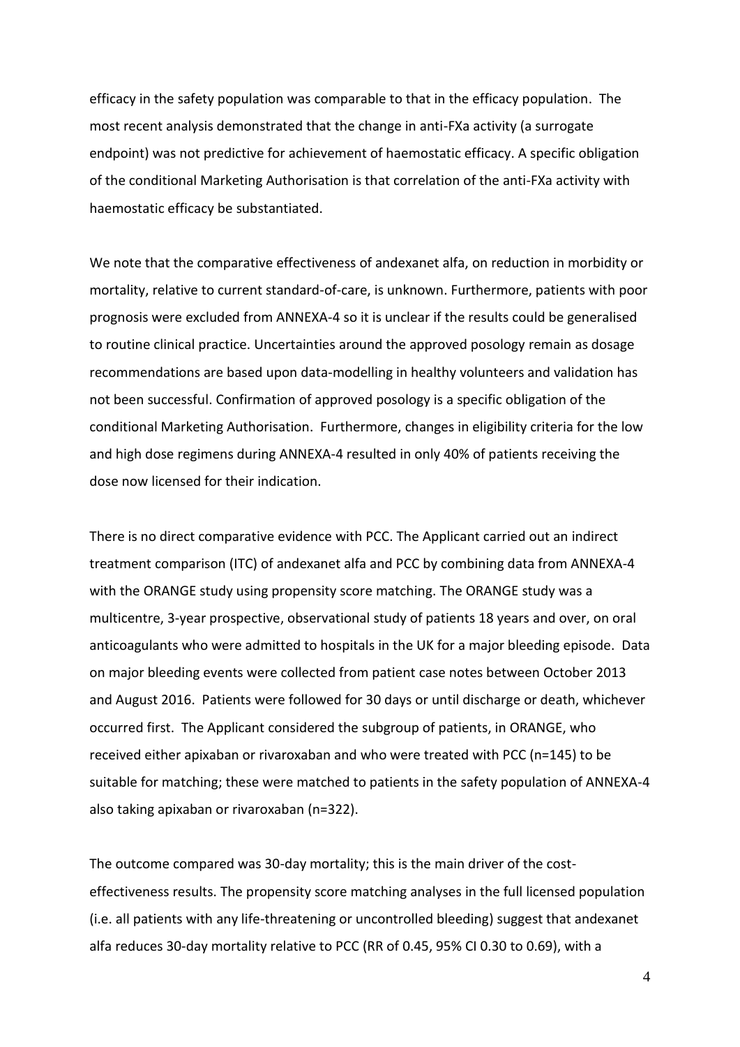efficacy in the safety population was comparable to that in the efficacy population. The most recent analysis demonstrated that the change in anti-FXa activity (a surrogate endpoint) was not predictive for achievement of haemostatic efficacy. A specific obligation of the conditional Marketing Authorisation is that correlation of the anti-FXa activity with haemostatic efficacy be substantiated.

We note that the comparative effectiveness of andexanet alfa, on reduction in morbidity or mortality, relative to current standard-of-care, is unknown. Furthermore, patients with poor prognosis were excluded from ANNEXA-4 so it is unclear if the results could be generalised to routine clinical practice. Uncertainties around the approved posology remain as dosage recommendations are based upon data-modelling in healthy volunteers and validation has not been successful. Confirmation of approved posology is a specific obligation of the conditional Marketing Authorisation. Furthermore, changes in eligibility criteria for the low and high dose regimens during ANNEXA-4 resulted in only 40% of patients receiving the dose now licensed for their indication.

There is no direct comparative evidence with PCC. The Applicant carried out an indirect treatment comparison (ITC) of andexanet alfa and PCC by combining data from ANNEXA-4 with the ORANGE study using propensity score matching. The ORANGE study was a multicentre, 3-year prospective, observational study of patients 18 years and over, on oral anticoagulants who were admitted to hospitals in the UK for a major bleeding episode. Data on major bleeding events were collected from patient case notes between October 2013 and August 2016. Patients were followed for 30 days or until discharge or death, whichever occurred first. The Applicant considered the subgroup of patients, in ORANGE, who received either apixaban or rivaroxaban and who were treated with PCC (n=145) to be suitable for matching; these were matched to patients in the safety population of ANNEXA-4 also taking apixaban or rivaroxaban (n=322).

The outcome compared was 30-day mortality; this is the main driver of the cost-effectiveness results. The propensity score matching analyses in the full licensed population (i.e. all patients with any life-threatening or uncontrolled bleeding) suggest that andexanet alfa reduces 30-day mortality relative to PCC (RR of 0.45, 95% CI 0.30 to 0.69), with a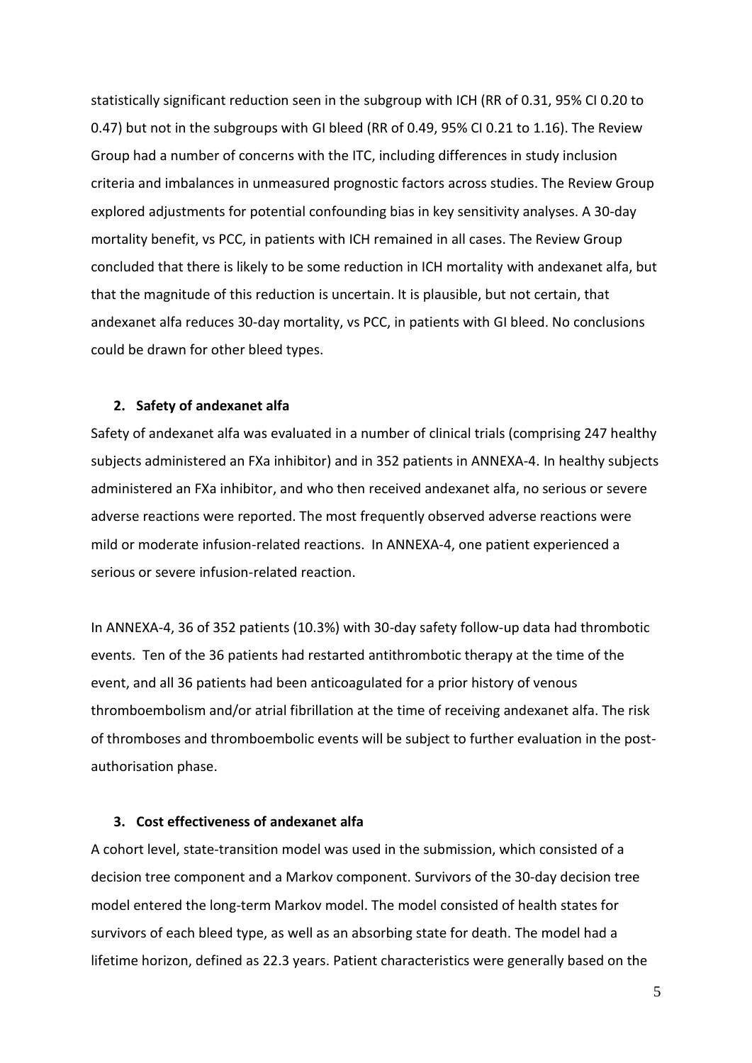statistically significant reduction seen in the subgroup with ICH (RR of 0.31, 95% CI 0.20 to 0.47) but not in the subgroups with GI bleed (RR of 0.49, 95% CI 0.21 to 1.16). The Review Group had a number of concerns with the ITC, including differences in study inclusion criteria and imbalances in unmeasured prognostic factors across studies. The Review Group explored adjustments for potential confounding bias in key sensitivity analyses. A 30-day mortality benefit, vs PCC, in patients with ICH remained in all cases. The Review Group concluded that there is likely to be some reduction in ICH mortality with andexanet alfa, but that the magnitude of this reduction is uncertain. It is plausible, but not certain, that andexanet alfa reduces 30-day mortality, vs PCC, in patients with GI bleed. No conclusions could be drawn for other bleed types.

## 2. Safety of andexanet alfa

Safety of andexanet alfa was evaluated in a number of clinical trials (comprising 247 healthy subjects administered an FXa inhibitor) and in 352 patients in ANNEXA-4. In healthy subjects administered an FXa inhibitor, and who then received andexanet alfa, no serious or severe adverse reactions were reported. The most frequently observed adverse reactions were mild or moderate infusion-related reactions. In ANNEXA-4, one patient experienced a serious or severe infusion-related reaction.

In ANNEXA-4, 36 of 352 patients (10.3%) with 30-day safety follow-up data had thrombotic events. Ten of the 36 patients had restarted antithrombotic therapy at the time of the event, and all 36 patients had been anticoagulated for a prior history of venous thromboembolism and/or atrial fibrillation at the time of receiving andexanet alfa. The risk of thromboses and thromboembolic events will be subject to further evaluation in the post-authorisation phase.

## 3. Cost effectiveness of andexanet alfa

A cohort level, state-transition model was used in the submission, which consisted of a decision tree component and a Markov component. Survivors of the 30-day decision tree model entered the long-term Markov model. The model consisted of health states for survivors of each bleed type, as well as an absorbing state for death. The model had a lifetime horizon, defined as 22.3 years. Patient characteristics were generally based on the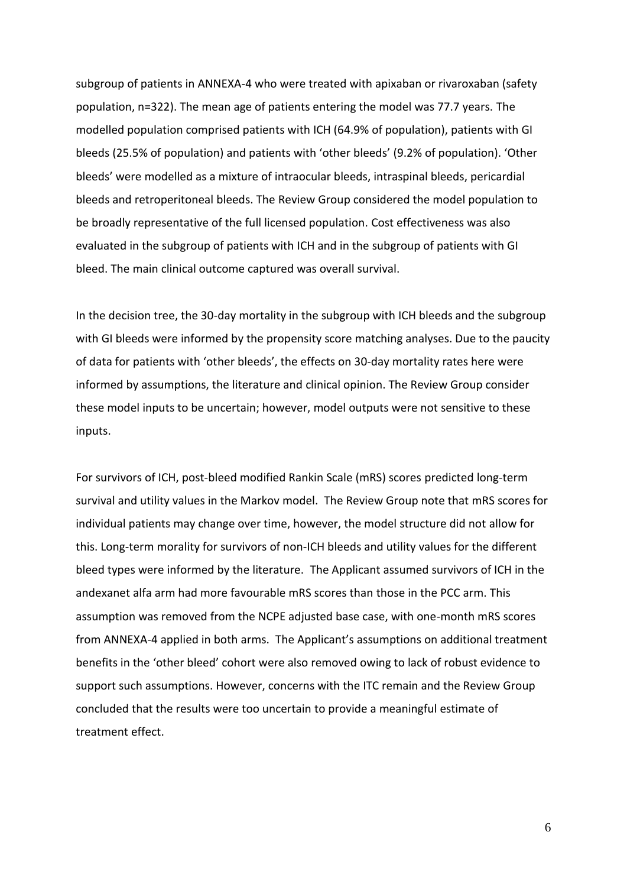subgroup of patients in ANNEXA-4 who were treated with apixaban or rivaroxaban (safety population, n=322). The mean age of patients entering the model was 77.7 years. The modelled population comprised patients with ICH (64.9% of population), patients with GI bleeds (25.5% of population) and patients with 'other bleeds' (9.2% of population). 'Other bleeds' were modelled as a mixture of intraocular bleeds, intraspinal bleeds, pericardial bleeds and retroperitoneal bleeds. The Review Group considered the model population to be broadly representative of the full licensed population. Cost effectiveness was also evaluated in the subgroup of patients with ICH and in the subgroup of patients with GI bleed. The main clinical outcome captured was overall survival.

In the decision tree, the 30-day mortality in the subgroup with ICH bleeds and the subgroup with GI bleeds were informed by the propensity score matching analyses. Due to the paucity of data for patients with 'other bleeds', the effects on 30-day mortality rates here were informed by assumptions, the literature and clinical opinion. The Review Group consider these model inputs to be uncertain; however, model outputs were not sensitive to these inputs.

For survivors of ICH, post-bleed modified Rankin Scale (mRS) scores predicted long-term survival and utility values in the Markov model. The Review Group note that mRS scores for individual patients may change over time, however, the model structure did not allow for this. Long-term morality for survivors of non-ICH bleeds and utility values for the different bleed types were informed by the literature. The Applicant assumed survivors of ICH in the andexanet alfa arm had more favourable mRS scores than those in the PCC arm. This assumption was removed from the NCPE adjusted base case, with one-month mRS scores from ANNEXA-4 applied in both arms. The Applicant's assumptions on additional treatment benefits in the 'other bleed' cohort were also removed owing to lack of robust evidence to support such assumptions. However, concerns with the ITC remain and the Review Group concluded that the results were too uncertain to provide a meaningful estimate of treatment effect.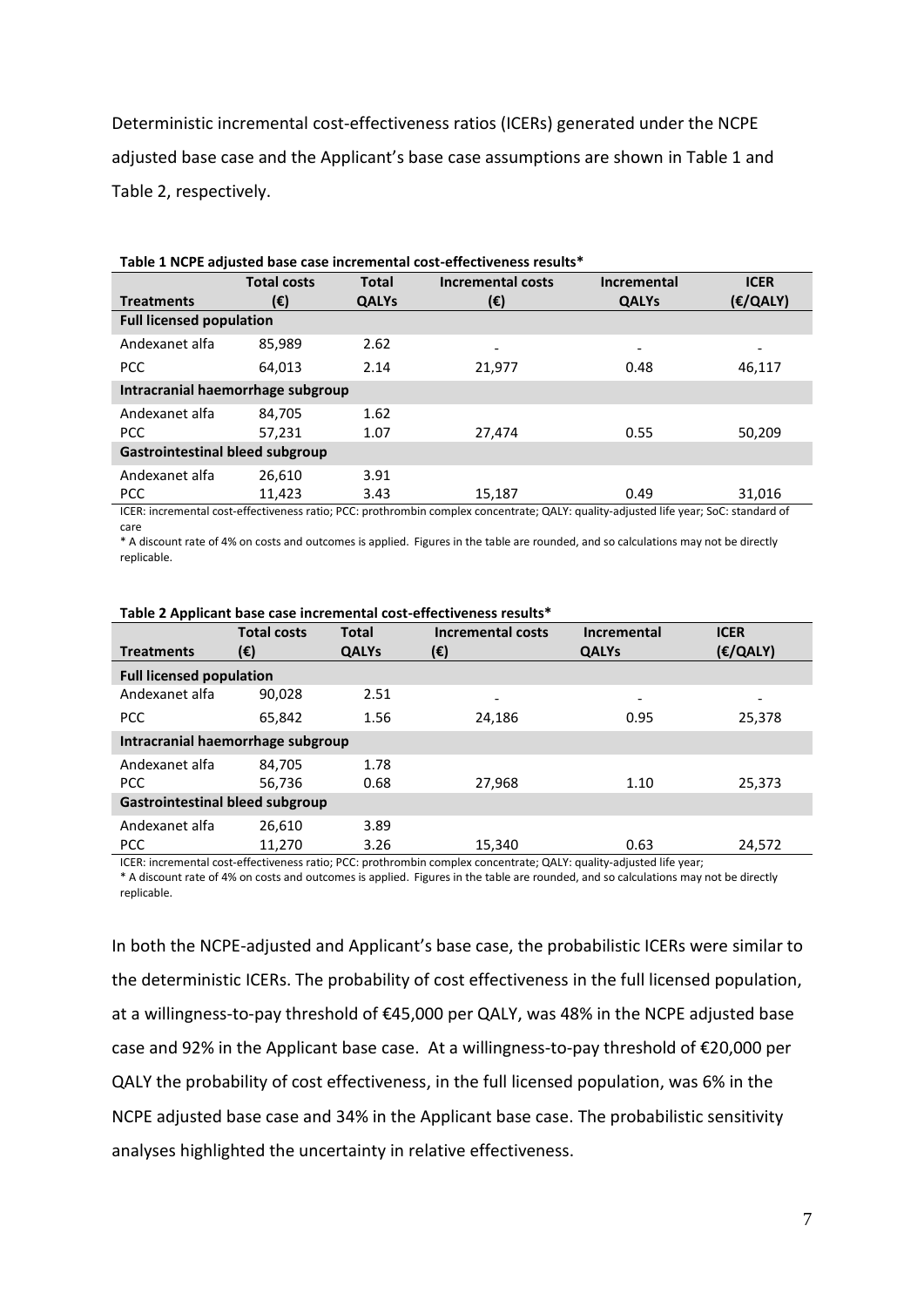Deterministic incremental cost-effectiveness ratios (ICERs) generated under the NCPE adjusted base case and the Applicant's base case assumptions are shown in Table 1 and Table 2, respectively.

**Table 1 NCPE adjusted base case incremental cost-effectiveness results***

| Treatments | Total costs (€) | Total QALYs | Incremental costs (€) | Incremental QALYs | ICER (€/QALY) |
|---|---|---|---|---|---|
| **Full licensed population** | | | | | |
| Andexanet alfa | 85,989 | 2.62 | - | - | - |
| PCC | 64,013 | 2.14 | 21,977 | 0.48 | 46,117 |
| **Intracranial haemorrhage subgroup** | | | | | |
| Andexanet alfa | 84,705 | 1.62 | | | |
| PCC | 57,231 | 1.07 | 27,474 | 0.55 | 50,209 |
| **Gastrointestinal bleed subgroup** | | | | | |
| Andexanet alfa | 26,610 | 3.91 | | | |
| PCC | 11,423 | 3.43 | 15,187 | 0.49 | 31,016 |

ICER: incremental cost-effectiveness ratio; PCC: prothrombin complex concentrate; QALY: quality-adjusted life year; SoC: standard of care

* A discount rate of 4% on costs and outcomes is applied. Figures in the table are rounded, and so calculations may not be directly replicable.

**Table 2 Applicant base case incremental cost-effectiveness results***

| Treatments | Total costs (€) | Total QALYs | Incremental costs (€) | Incremental QALYs | ICER (€/QALY) |
|---|---|---|---|---|---|
| **Full licensed population** | | | | | |
| Andexanet alfa | 90,028 | 2.51 | - | - | - |
| PCC | 65,842 | 1.56 | 24,186 | 0.95 | 25,378 |
| **Intracranial haemorrhage subgroup** | | | | | |
| Andexanet alfa | 84,705 | 1.78 | | | |
| PCC | 56,736 | 0.68 | 27,968 | 1.10 | 25,373 |
| **Gastrointestinal bleed subgroup** | | | | | |
| Andexanet alfa | 26,610 | 3.89 | | | |
| PCC | 11,270 | 3.26 | 15,340 | 0.63 | 24,572 |

ICER: incremental cost-effectiveness ratio; PCC: prothrombin complex concentrate; QALY: quality-adjusted life year;

* A discount rate of 4% on costs and outcomes is applied. Figures in the table are rounded, and so calculations may not be directly replicable.

In both the NCPE-adjusted and Applicant's base case, the probabilistic ICERs were similar to the deterministic ICERs. The probability of cost effectiveness in the full licensed population, at a willingness-to-pay threshold of €45,000 per QALY, was 48% in the NCPE adjusted base case and 92% in the Applicant base case. At a willingness-to-pay threshold of €20,000 per QALY the probability of cost effectiveness, in the full licensed population, was 6% in the NCPE adjusted base case and 34% in the Applicant base case. The probabilistic sensitivity analyses highlighted the uncertainty in relative effectiveness.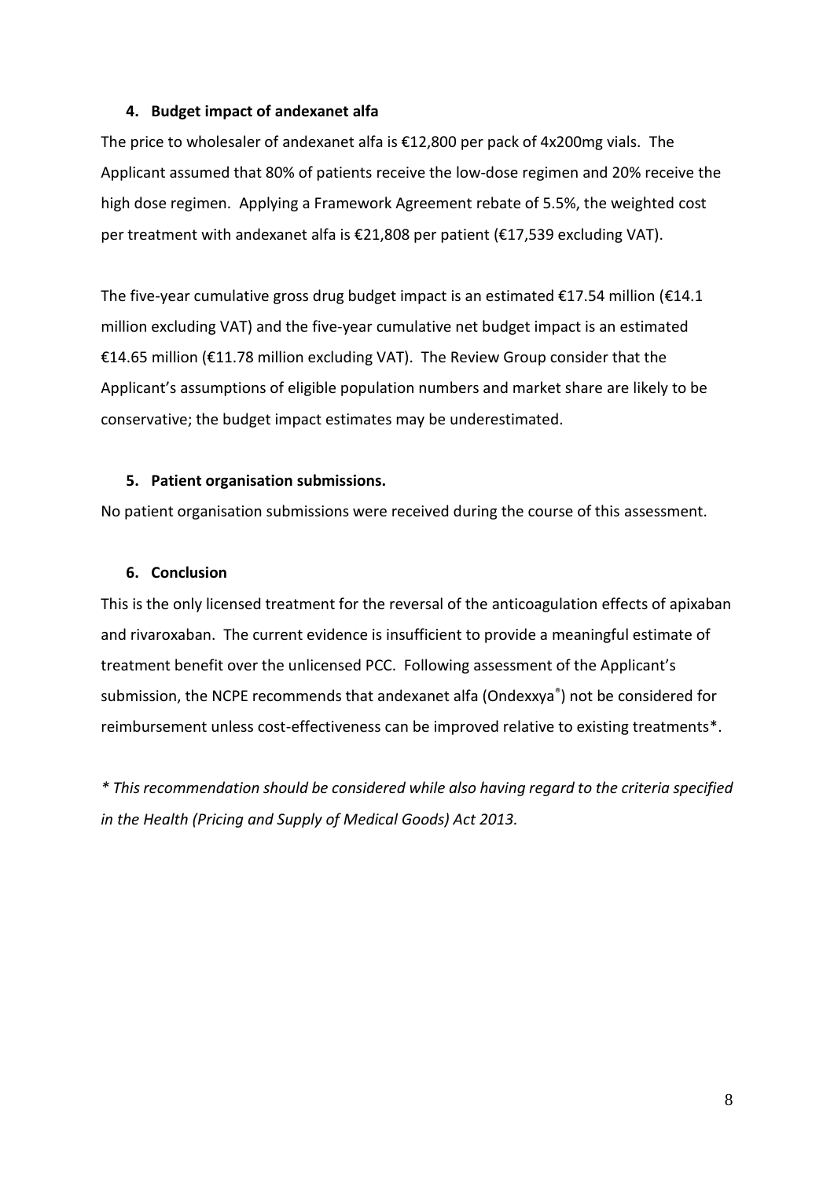### 4. Budget impact of andexanet alfa

The price to wholesaler of andexanet alfa is €12,800 per pack of 4x200mg vials. The Applicant assumed that 80% of patients receive the low-dose regimen and 20% receive the high dose regimen. Applying a Framework Agreement rebate of 5.5%, the weighted cost per treatment with andexanet alfa is €21,808 per patient (€17,539 excluding VAT).

The five-year cumulative gross drug budget impact is an estimated €17.54 million (€14.1 million excluding VAT) and the five-year cumulative net budget impact is an estimated €14.65 million (€11.78 million excluding VAT). The Review Group consider that the Applicant's assumptions of eligible population numbers and market share are likely to be conservative; the budget impact estimates may be underestimated.

### 5. Patient organisation submissions.

No patient organisation submissions were received during the course of this assessment.

### 6. Conclusion

This is the only licensed treatment for the reversal of the anticoagulation effects of apixaban and rivaroxaban. The current evidence is insufficient to provide a meaningful estimate of treatment benefit over the unlicensed PCC. Following assessment of the Applicant's submission, the NCPE recommends that andexanet alfa (Ondexxya®) not be considered for reimbursement unless cost-effectiveness can be improved relative to existing treatments*.

*\* This recommendation should be considered while also having regard to the criteria specified in the Health (Pricing and Supply of Medical Goods) Act 2013.*